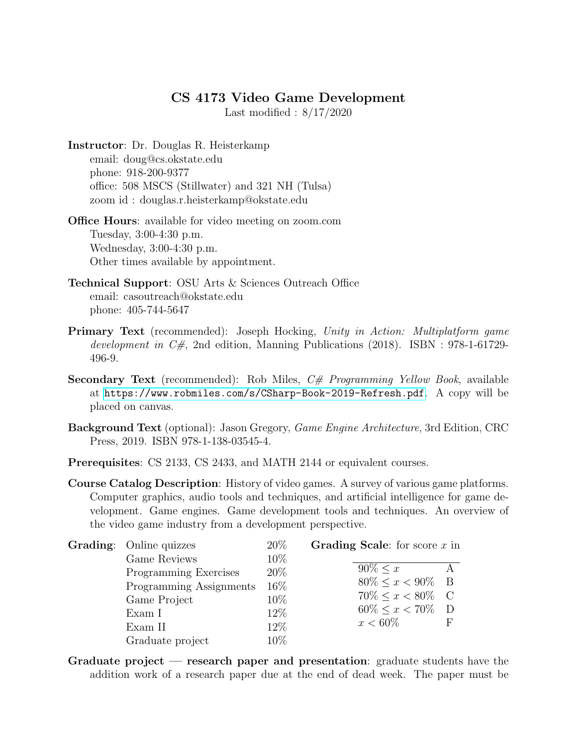# CS 4173 Video Game Development

Last modified : 8/17/2020

**Instructor**: Dr. Douglas R. Heisterkamp
email: doug@cs.okstate.edu
phone: 918-200-9377
office: 508 MSCS (Stillwater) and 321 NH (Tulsa)
zoom id : douglas.r.heisterkamp@okstate.edu

**Office Hours**: available for video meeting on zoom.com
Tuesday, 3:00-4:30 p.m.
Wednesday, 3:00-4:30 p.m.
Other times available by appointment.

**Technical Support**: OSU Arts & Sciences Outreach Office
email: casoutreach@okstate.edu
phone: 405-744-5647

**Primary Text** (recommended): Joseph Hocking, *Unity in Action: Multiplatform game development in C#*, 2nd edition, Manning Publications (2018). ISBN : 978-1-61729-496-9.

**Secondary Text** (recommended): Rob Miles, *C# Programming Yellow Book*, available at https://www.robmiles.com/s/CSharp-Book-2019-Refresh.pdf. A copy will be placed on canvas.

**Background Text** (optional): Jason Gregory, *Game Engine Architecture*, 3rd Edition, CRC Press, 2019. ISBN 978-1-138-03545-4.

**Prerequisites**: CS 2133, CS 2433, and MATH 2144 or equivalent courses.

**Course Catalog Description**: History of video games. A survey of various game platforms. Computer graphics, audio tools and techniques, and artificial intelligence for game development. Game engines. Game development tools and techniques. An overview of the video game industry from a development perspective.

**Grading**:

| Component | Weight |
|---|---|
| Online quizzes | 20% |
| Game Reviews | 10% |
| Programming Exercises | 20% |
| Programming Assignments | 16% |
| Game Project | 10% |
| Exam I | 12% |
| Exam II | 12% |
| Graduate project | 10% |

**Grading Scale**: for score $x$ in

| Score | Grade |
|---|---|
| $90\% \le x$ | A |
| $80\% \le x < 90\%$ | B |
| $70\% \le x < 80\%$ | C |
| $60\% \le x < 70\%$ | D |
| $x < 60\%$ | F |

**Graduate project — research paper and presentation**: graduate students have the addition work of a research paper due at the end of dead week. The paper must be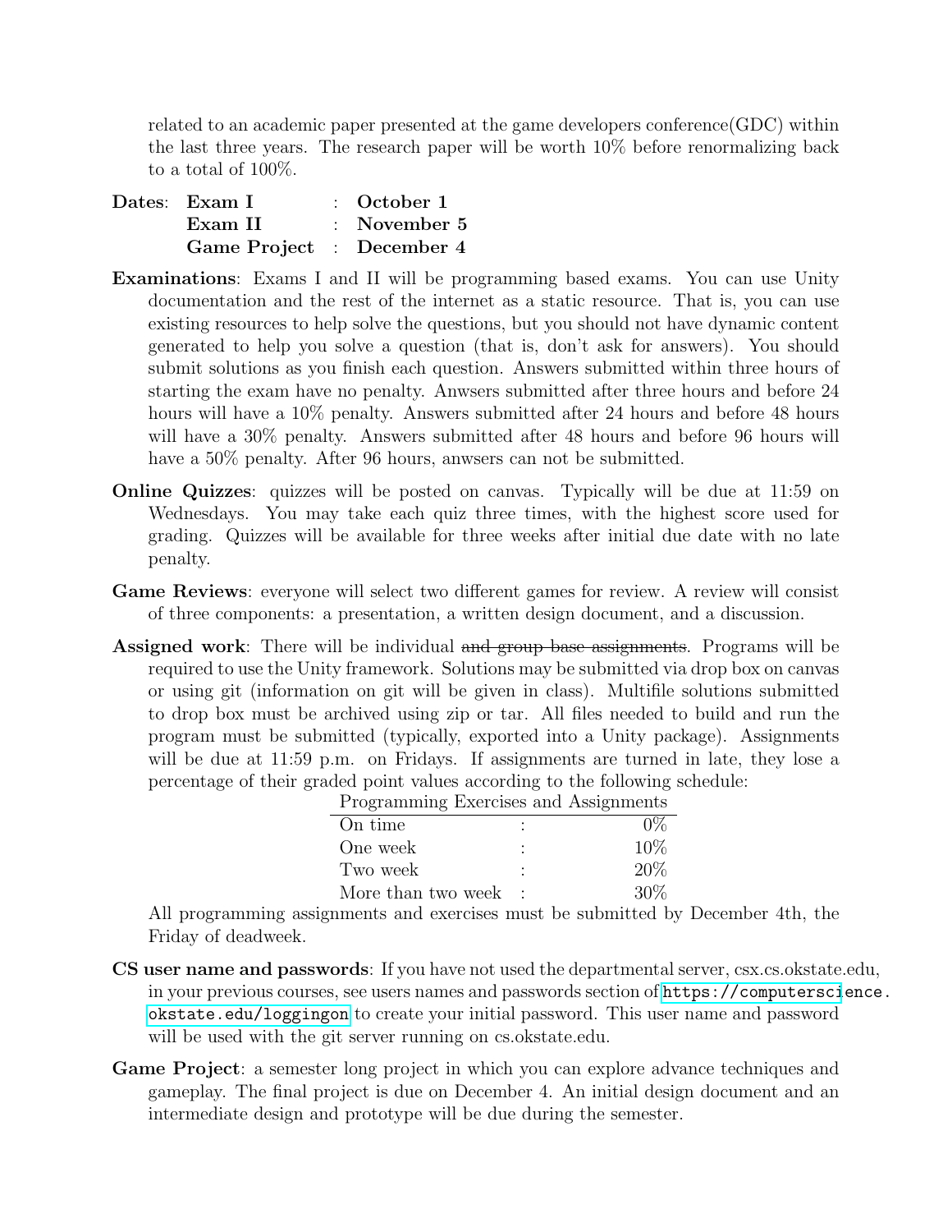related to an academic paper presented at the game developers conference(GDC) within the last three years. The research paper will be worth 10% before renormalizing back to a total of 100%.

**Dates**:

| | | |
|---|---|---|
| **Exam I** | : | **October 1** |
| **Exam II** | : | **November 5** |
| **Game Project** | : | **December 4** |

**Examinations**: Exams I and II will be programming based exams. You can use Unity documentation and the rest of the internet as a static resource. That is, you can use existing resources to help solve the questions, but you should not have dynamic content generated to help you solve a question (that is, don't ask for answers). You should submit solutions as you finish each question. Answers submitted within three hours of starting the exam have no penalty. Anwsers submitted after three hours and before 24 hours will have a 10% penalty. Answers submitted after 24 hours and before 48 hours will have a 30% penalty. Answers submitted after 48 hours and before 96 hours will have a 50% penalty. After 96 hours, anwsers can not be submitted.

**Online Quizzes**: quizzes will be posted on canvas. Typically will be due at 11:59 on Wednesdays. You may take each quiz three times, with the highest score used for grading. Quizzes will be available for three weeks after initial due date with no late penalty.

**Game Reviews**: everyone will select two different games for review. A review will consist of three components: a presentation, a written design document, and a discussion.

**Assigned work**: There will be individual ~~and group base assignments~~. Programs will be required to use the Unity framework. Solutions may be submitted via drop box on canvas or using git (information on git will be given in class). Multifile solutions submitted to drop box must be archived using zip or tar. All files needed to build and run the program must be submitted (typically, exported into a Unity package). Assignments will be due at 11:59 p.m. on Fridays. If assignments are turned in late, they lose a percentage of their graded point values according to the following schedule:

| Programming Exercises and Assignments | | |
|---|---|---|
| On time | : | 0% |
| One week | : | 10% |
| Two week | : | 20% |
| More than two week | : | 30% |

All programming assignments and exercises must be submitted by December 4th, the Friday of deadweek.

**CS user name and passwords**: If you have not used the departmental server, csx.cs.okstate.edu, in your previous courses, see users names and passwords section of https://computerscience.okstate.edu/loggingon to create your initial password. This user name and password will be used with the git server running on cs.okstate.edu.

**Game Project**: a semester long project in which you can explore advance techniques and gameplay. The final project is due on December 4. An initial design document and an intermediate design and prototype will be due during the semester.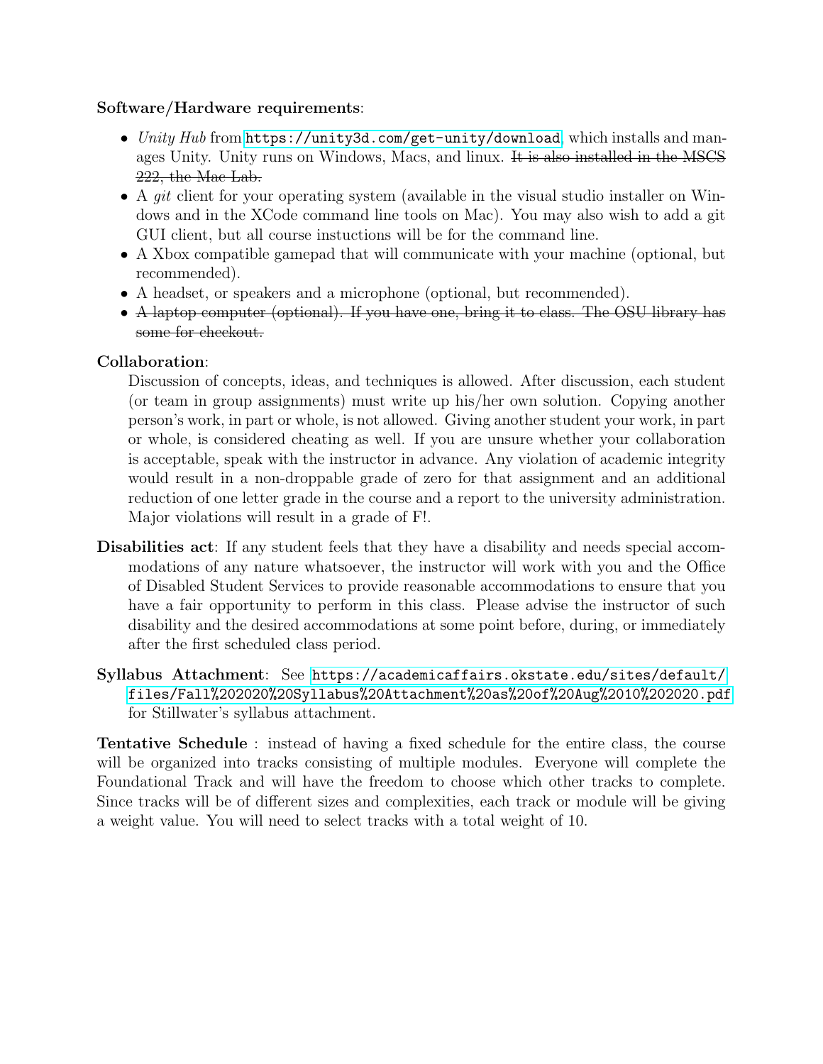**Software/Hardware requirements**:

- *Unity Hub* from https://unity3d.com/get-unity/download, which installs and manages Unity. Unity runs on Windows, Macs, and linux. ~~It is also installed in the MSCS 222, the Mac Lab.~~
- A *git* client for your operating system (available in the visual studio installer on Windows and in the XCode command line tools on Mac). You may also wish to add a git GUI client, but all course instuctions will be for the command line.
- A Xbox compatible gamepad that will communicate with your machine (optional, but recommended).
- A headset, or speakers and a microphone (optional, but recommended).
- ~~A laptop computer (optional). If you have one, bring it to class. The OSU library has some for checkout.~~

**Collaboration**:
Discussion of concepts, ideas, and techniques is allowed. After discussion, each student (or team in group assignments) must write up his/her own solution. Copying another person's work, in part or whole, is not allowed. Giving another student your work, in part or whole, is considered cheating as well. If you are unsure whether your collaboration is acceptable, speak with the instructor in advance. Any violation of academic integrity would result in a non-droppable grade of zero for that assignment and an additional reduction of one letter grade in the course and a report to the university administration. Major violations will result in a grade of F!.

**Disabilities act**: If any student feels that they have a disability and needs special accommodations of any nature whatsoever, the instructor will work with you and the Office of Disabled Student Services to provide reasonable accommodations to ensure that you have a fair opportunity to perform in this class. Please advise the instructor of such disability and the desired accommodations at some point before, during, or immediately after the first scheduled class period.

**Syllabus Attachment**: See https://academicaffairs.okstate.edu/sites/default/files/Fall%202020%20Syllabus%20Attachment%20as%20of%20Aug%2010%202020.pdf for Stillwater's syllabus attachment.

**Tentative Schedule** : instead of having a fixed schedule for the entire class, the course will be organized into tracks consisting of multiple modules. Everyone will complete the Foundational Track and will have the freedom to choose which other tracks to complete. Since tracks will be of different sizes and complexities, each track or module will be giving a weight value. You will need to select tracks with a total weight of 10.